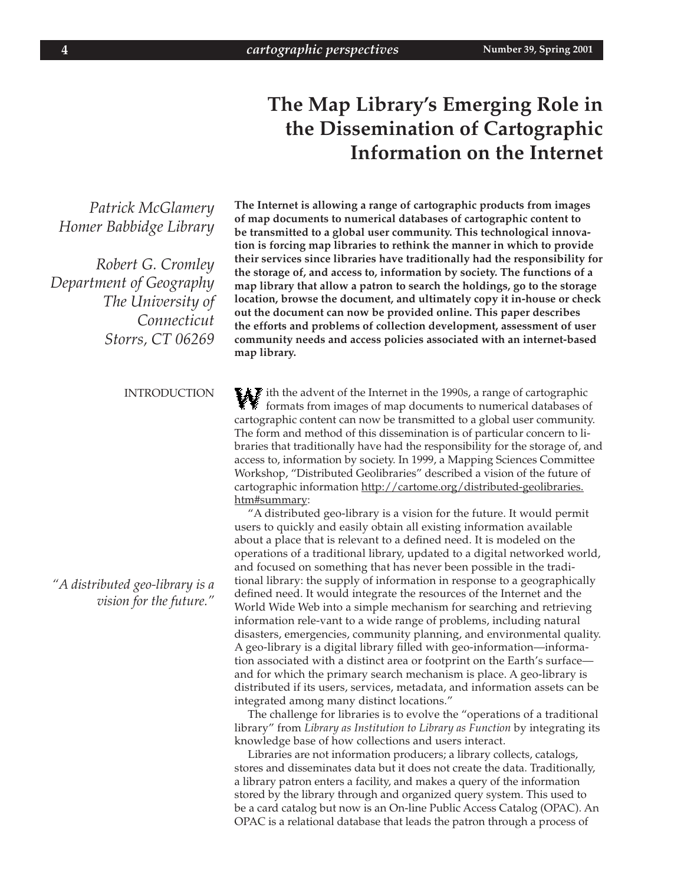# The Map Library's Emerging Role in the Dissemination of Cartographic Information on the Internet

*Patrick McGlamery*
*Homer Babbidge Library*

*Robert G. Cromley*
*Department of Geography*
*The University of Connecticut*
*Storrs, CT 06269*

**The Internet is allowing a range of cartographic products from images of map documents to numerical databases of cartographic content to be transmitted to a global user community. This technological innovation is forcing map libraries to rethink the manner in which to provide their services since libraries have traditionally had the responsibility for the storage of, and access to, information by society. The functions of a map library that allow a patron to search the holdings, go to the storage location, browse the document, and ultimately copy it in-house or check out the document can now be provided online. This paper describes the efforts and problems of collection development, assessment of user community needs and access policies associated with an internet-based map library.**

## INTRODUCTION

With the advent of the Internet in the 1990s, a range of cartographic formats from images of map documents to numerical databases of cartographic content can now be transmitted to a global user community. The form and method of this dissemination is of particular concern to libraries that traditionally have had the responsibility for the storage of, and access to, information by society. In 1999, a Mapping Sciences Committee Workshop, "Distributed Geolibraries" described a vision of the future of cartographic information http://cartome.org/distributed-geolibraries.htm#summary:

"A distributed geo-library is a vision for the future. It would permit users to quickly and easily obtain all existing information available about a place that is relevant to a defined need. It is modeled on the operations of a traditional library, updated to a digital networked world, and focused on something that has never been possible in the traditional library: the supply of information in response to a geographically defined need. It would integrate the resources of the Internet and the World Wide Web into a simple mechanism for searching and retrieving information rele-vant to a wide range of problems, including natural disasters, emergencies, community planning, and environmental quality. A geo-library is a digital library filled with geo-information—information associated with a distinct area or footprint on the Earth's surface—and for which the primary search mechanism is place. A geo-library is distributed if its users, services, metadata, and information assets can be integrated among many distinct locations."

*"A distributed geo-library is a vision for the future."*

The challenge for libraries is to evolve the "operations of a traditional library" from *Library as Institution to Library as Function* by integrating its knowledge base of how collections and users interact.

Libraries are not information producers; a library collects, catalogs, stores and disseminates data but it does not create the data. Traditionally, a library patron enters a facility, and makes a query of the information stored by the library through and organized query system. This used to be a card catalog but now is an On-line Public Access Catalog (OPAC). An OPAC is a relational database that leads the patron through a process of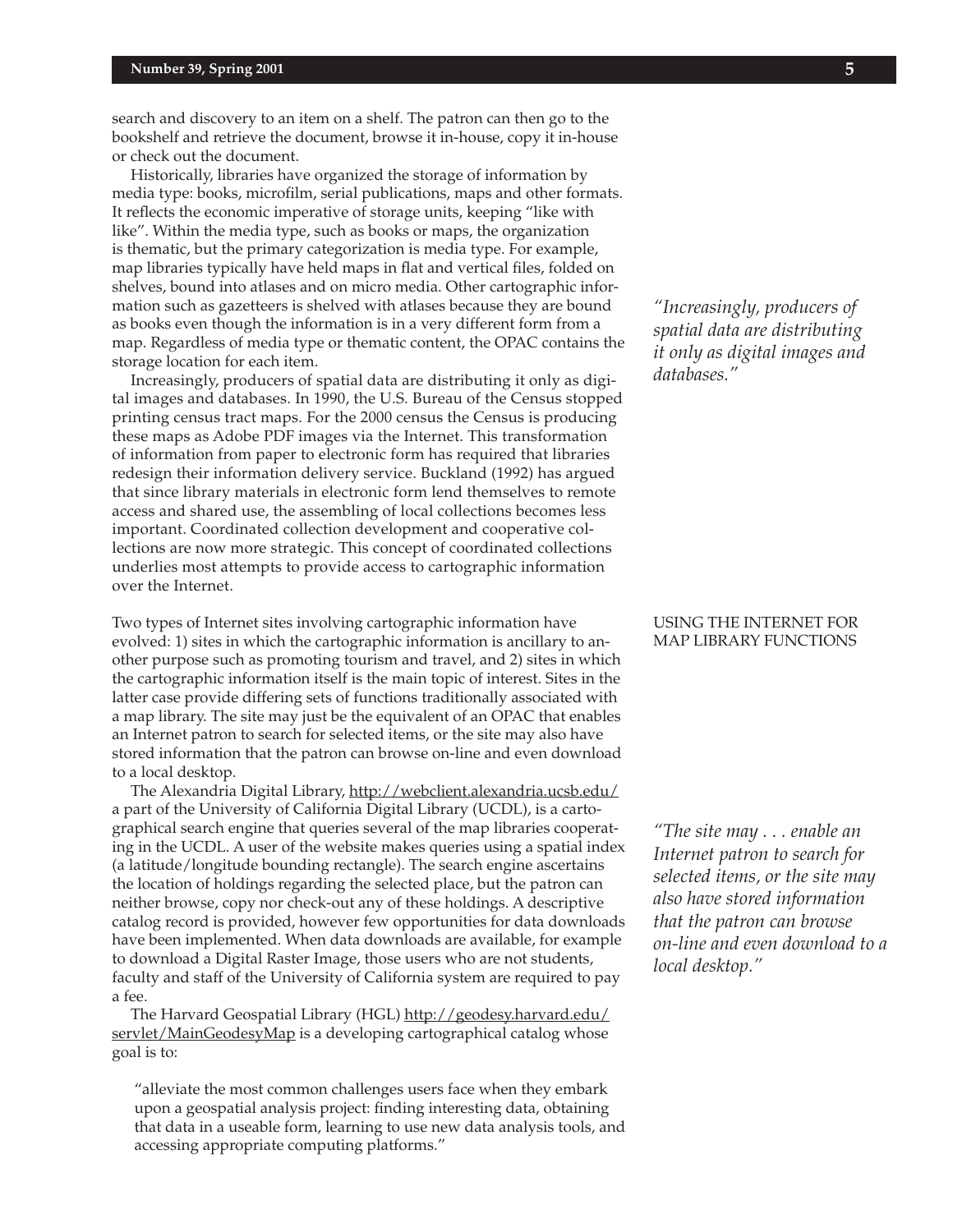search and discovery to an item on a shelf. The patron can then go to the bookshelf and retrieve the document, browse it in-house, copy it in-house or check out the document.

Historically, libraries have organized the storage of information by media type: books, microfilm, serial publications, maps and other formats. It reflects the economic imperative of storage units, keeping "like with like". Within the media type, such as books or maps, the organization is thematic, but the primary categorization is media type. For example, map libraries typically have held maps in flat and vertical files, folded on shelves, bound into atlases and on micro media. Other cartographic information such as gazetteers is shelved with atlases because they are bound as books even though the information is in a very different form from a map. Regardless of media type or thematic content, the OPAC contains the storage location for each item.

Increasingly, producers of spatial data are distributing it only as digital images and databases. In 1990, the U.S. Bureau of the Census stopped printing census tract maps. For the 2000 census the Census is producing these maps as Adobe PDF images via the Internet. This transformation of information from paper to electronic form has required that libraries redesign their information delivery service. Buckland (1992) has argued that since library materials in electronic form lend themselves to remote access and shared use, the assembling of local collections becomes less important. Coordinated collection development and cooperative collections are now more strategic. This concept of coordinated collections underlies most attempts to provide access to cartographic information over the Internet.

*"Increasingly, producers of spatial data are distributing it only as digital images and databases."*

## USING THE INTERNET FOR MAP LIBRARY FUNCTIONS

Two types of Internet sites involving cartographic information have evolved: 1) sites in which the cartographic information is ancillary to another purpose such as promoting tourism and travel, and 2) sites in which the cartographic information itself is the main topic of interest. Sites in the latter case provide differing sets of functions traditionally associated with a map library. The site may just be the equivalent of an OPAC that enables an Internet patron to search for selected items, or the site may also have stored information that the patron can browse on-line and even download to a local desktop.

The Alexandria Digital Library, http://webclient.alexandria.ucsb.edu/ a part of the University of California Digital Library (UCDL), is a cartographical search engine that queries several of the map libraries cooperating in the UCDL. A user of the website makes queries using a spatial index (a latitude/longitude bounding rectangle). The search engine ascertains the location of holdings regarding the selected place, but the patron can neither browse, copy nor check-out any of these holdings. A descriptive catalog record is provided, however few opportunities for data downloads have been implemented. When data downloads are available, for example to download a Digital Raster Image, those users who are not students, faculty and staff of the University of California system are required to pay a fee.

*"The site may . . . enable an Internet patron to search for selected items, or the site may also have stored information that the patron can browse on-line and even download to a local desktop."*

The Harvard Geospatial Library (HGL) http://geodesy.harvard.edu/servlet/MainGeodesyMap is a developing cartographical catalog whose goal is to:

> "alleviate the most common challenges users face when they embark upon a geospatial analysis project: finding interesting data, obtaining that data in a useable form, learning to use new data analysis tools, and accessing appropriate computing platforms."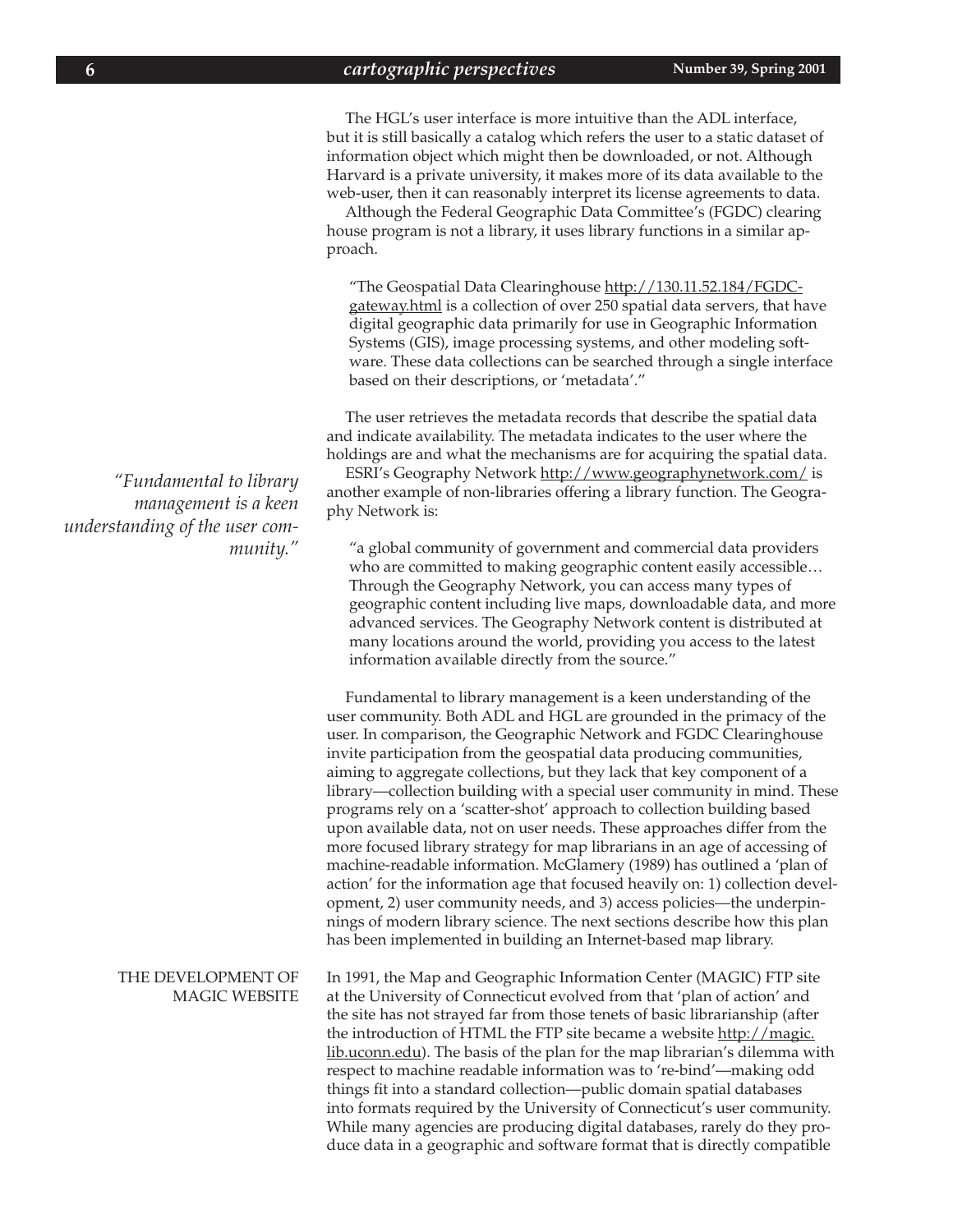The HGL's user interface is more intuitive than the ADL interface, but it is still basically a catalog which refers the user to a static dataset of information object which might then be downloaded, or not. Although Harvard is a private university, it makes more of its data available to the web-user, then it can reasonably interpret its license agreements to data.

Although the Federal Geographic Data Committee's (FGDC) clearing house program is not a library, it uses library functions in a similar approach.

> "The Geospatial Data Clearinghouse http://130.11.52.184/FGDC-gateway.html is a collection of over 250 spatial data servers, that have digital geographic data primarily for use in Geographic Information Systems (GIS), image processing systems, and other modeling software. These data collections can be searched through a single interface based on their descriptions, or 'metadata'."

The user retrieves the metadata records that describe the spatial data and indicate availability. The metadata indicates to the user where the holdings are and what the mechanisms are for acquiring the spatial data.

ESRI's Geography Network http://www.geographynetwork.com/ is another example of non-libraries offering a library function. The Geography Network is:

> "a global community of government and commercial data providers who are committed to making geographic content easily accessible… Through the Geography Network, you can access many types of geographic content including live maps, downloadable data, and more advanced services. The Geography Network content is distributed at many locations around the world, providing you access to the latest information available directly from the source."

*"Fundamental to library management is a keen understanding of the user community."*

Fundamental to library management is a keen understanding of the user community. Both ADL and HGL are grounded in the primacy of the user. In comparison, the Geographic Network and FGDC Clearinghouse invite participation from the geospatial data producing communities, aiming to aggregate collections, but they lack that key component of a library—collection building with a special user community in mind. These programs rely on a 'scatter-shot' approach to collection building based upon available data, not on user needs. These approaches differ from the more focused library strategy for map librarians in an age of accessing of machine-readable information. McGlamery (1989) has outlined a 'plan of action' for the information age that focused heavily on: 1) collection development, 2) user community needs, and 3) access policies—the underpinnings of modern library science. The next sections describe how this plan has been implemented in building an Internet-based map library.

## THE DEVELOPMENT OF MAGIC WEBSITE

In 1991, the Map and Geographic Information Center (MAGIC) FTP site at the University of Connecticut evolved from that 'plan of action' and the site has not strayed far from those tenets of basic librarianship (after the introduction of HTML the FTP site became a website http://magic.lib.uconn.edu). The basis of the plan for the map librarian's dilemma with respect to machine readable information was to 're-bind'—making odd things fit into a standard collection—public domain spatial databases into formats required by the University of Connecticut's user community. While many agencies are producing digital databases, rarely do they produce data in a geographic and software format that is directly compatible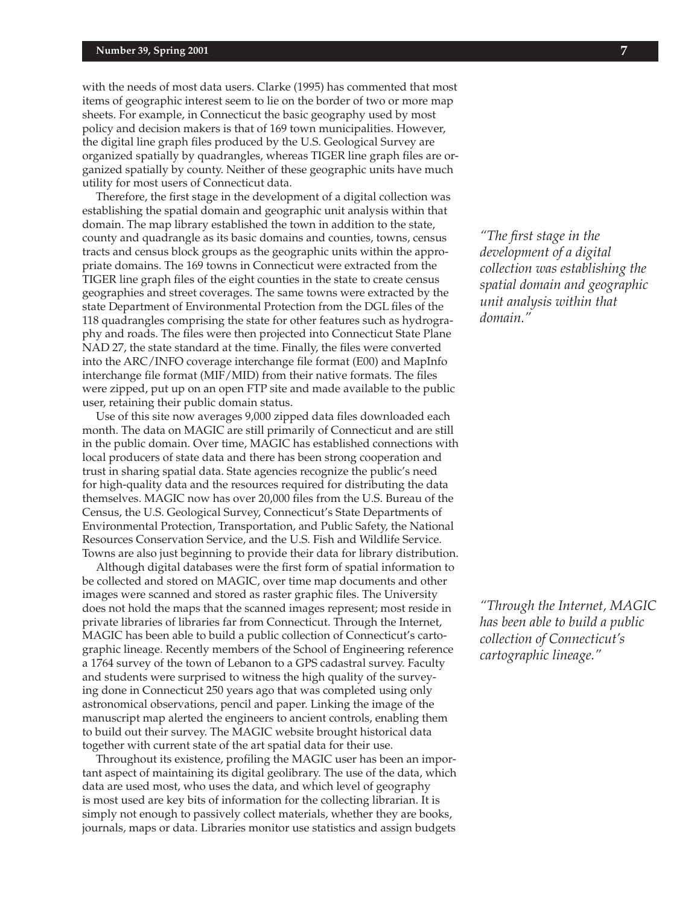with the needs of most data users. Clarke (1995) has commented that most items of geographic interest seem to lie on the border of two or more map sheets. For example, in Connecticut the basic geography used by most policy and decision makers is that of 169 town municipalities. However, the digital line graph files produced by the U.S. Geological Survey are organized spatially by quadrangles, whereas TIGER line graph files are organized spatially by county. Neither of these geographic units have much utility for most users of Connecticut data.

Therefore, the first stage in the development of a digital collection was establishing the spatial domain and geographic unit analysis within that domain. The map library established the town in addition to the state, county and quadrangle as its basic domains and counties, towns, census tracts and census block groups as the geographic units within the appropriate domains. The 169 towns in Connecticut were extracted from the TIGER line graph files of the eight counties in the state to create census geographies and street coverages. The same towns were extracted by the state Department of Environmental Protection from the DGL files of the 118 quadrangles comprising the state for other features such as hydrography and roads. The files were then projected into Connecticut State Plane NAD 27, the state standard at the time. Finally, the files were converted into the ARC/INFO coverage interchange file format (E00) and MapInfo interchange file format (MIF/MID) from their native formats. The files were zipped, put up on an open FTP site and made available to the public user, retaining their public domain status.

*"The first stage in the development of a digital collection was establishing the spatial domain and geographic unit analysis within that domain."*

Use of this site now averages 9,000 zipped data files downloaded each month. The data on MAGIC are still primarily of Connecticut and are still in the public domain. Over time, MAGIC has established connections with local producers of state data and there has been strong cooperation and trust in sharing spatial data. State agencies recognize the public's need for high-quality data and the resources required for distributing the data themselves. MAGIC now has over 20,000 files from the U.S. Bureau of the Census, the U.S. Geological Survey, Connecticut's State Departments of Environmental Protection, Transportation, and Public Safety, the National Resources Conservation Service, and the U.S. Fish and Wildlife Service. Towns are also just beginning to provide their data for library distribution.

Although digital databases were the first form of spatial information to be collected and stored on MAGIC, over time map documents and other images were scanned and stored as raster graphic files. The University does not hold the maps that the scanned images represent; most reside in private libraries of libraries far from Connecticut. Through the Internet, MAGIC has been able to build a public collection of Connecticut's cartographic lineage. Recently members of the School of Engineering reference a 1764 survey of the town of Lebanon to a GPS cadastral survey. Faculty and students were surprised to witness the high quality of the surveying done in Connecticut 250 years ago that was completed using only astronomical observations, pencil and paper. Linking the image of the manuscript map alerted the engineers to ancient controls, enabling them to build out their survey. The MAGIC website brought historical data together with current state of the art spatial data for their use.

*"Through the Internet, MAGIC has been able to build a public collection of Connecticut's cartographic lineage."*

Throughout its existence, profiling the MAGIC user has been an important aspect of maintaining its digital geolibrary. The use of the data, which data are used most, who uses the data, and which level of geography is most used are key bits of information for the collecting librarian. It is simply not enough to passively collect materials, whether they are books, journals, maps or data. Libraries monitor use statistics and assign budgets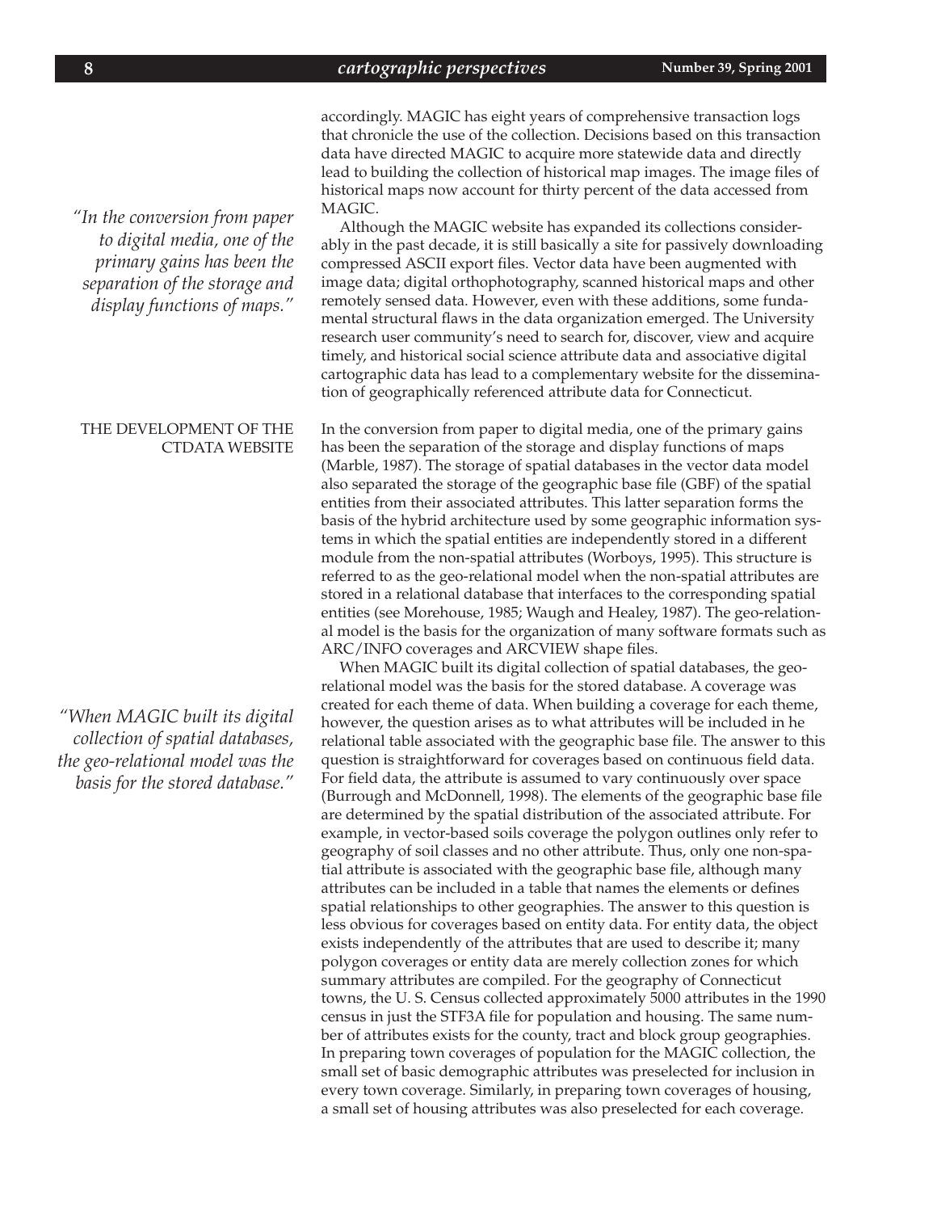accordingly. MAGIC has eight years of comprehensive transaction logs that chronicle the use of the collection. Decisions based on this transaction data have directed MAGIC to acquire more statewide data and directly lead to building the collection of historical map images. The image files of historical maps now account for thirty percent of the data accessed from MAGIC.

Although the MAGIC website has expanded its collections considerably in the past decade, it is still basically a site for passively downloading compressed ASCII export files. Vector data have been augmented with image data; digital orthophotography, scanned historical maps and other remotely sensed data. However, even with these additions, some fundamental structural flaws in the data organization emerged. The University research user community's need to search for, discover, view and acquire timely, and historical social science attribute data and associative digital cartographic data has lead to a complementary website for the dissemination of geographically referenced attribute data for Connecticut.

*"In the conversion from paper to digital media, one of the primary gains has been the separation of the storage and display functions of maps."*

## THE DEVELOPMENT OF THE CTDATA WEBSITE

In the conversion from paper to digital media, one of the primary gains has been the separation of the storage and display functions of maps (Marble, 1987). The storage of spatial databases in the vector data model also separated the storage of the geographic base file (GBF) of the spatial entities from their associated attributes. This latter separation forms the basis of the hybrid architecture used by some geographic information systems in which the spatial entities are independently stored in a different module from the non-spatial attributes (Worboys, 1995). This structure is referred to as the geo-relational model when the non-spatial attributes are stored in a relational database that interfaces to the corresponding spatial entities (see Morehouse, 1985; Waugh and Healey, 1987). The geo-relational model is the basis for the organization of many software formats such as ARC/INFO coverages and ARCVIEW shape files.

When MAGIC built its digital collection of spatial databases, the geo-relational model was the basis for the stored database. A coverage was created for each theme of data. When building a coverage for each theme, however, the question arises as to what attributes will be included in he relational table associated with the geographic base file. The answer to this question is straightforward for coverages based on continuous field data. For field data, the attribute is assumed to vary continuously over space (Burrough and McDonnell, 1998). The elements of the geographic base file are determined by the spatial distribution of the associated attribute. For example, in vector-based soils coverage the polygon outlines only refer to geography of soil classes and no other attribute. Thus, only one non-spatial attribute is associated with the geographic base file, although many attributes can be included in a table that names the elements or defines spatial relationships to other geographies. The answer to this question is less obvious for coverages based on entity data. For entity data, the object exists independently of the attributes that are used to describe it; many polygon coverages or entity data are merely collection zones for which summary attributes are compiled. For the geography of Connecticut towns, the U. S. Census collected approximately 5000 attributes in the 1990 census in just the STF3A file for population and housing. The same number of attributes exists for the county, tract and block group geographies. In preparing town coverages of population for the MAGIC collection, the small set of basic demographic attributes was preselected for inclusion in every town coverage. Similarly, in preparing town coverages of housing, a small set of housing attributes was also preselected for each coverage.

*"When MAGIC built its digital collection of spatial databases, the geo-relational model was the basis for the stored database."*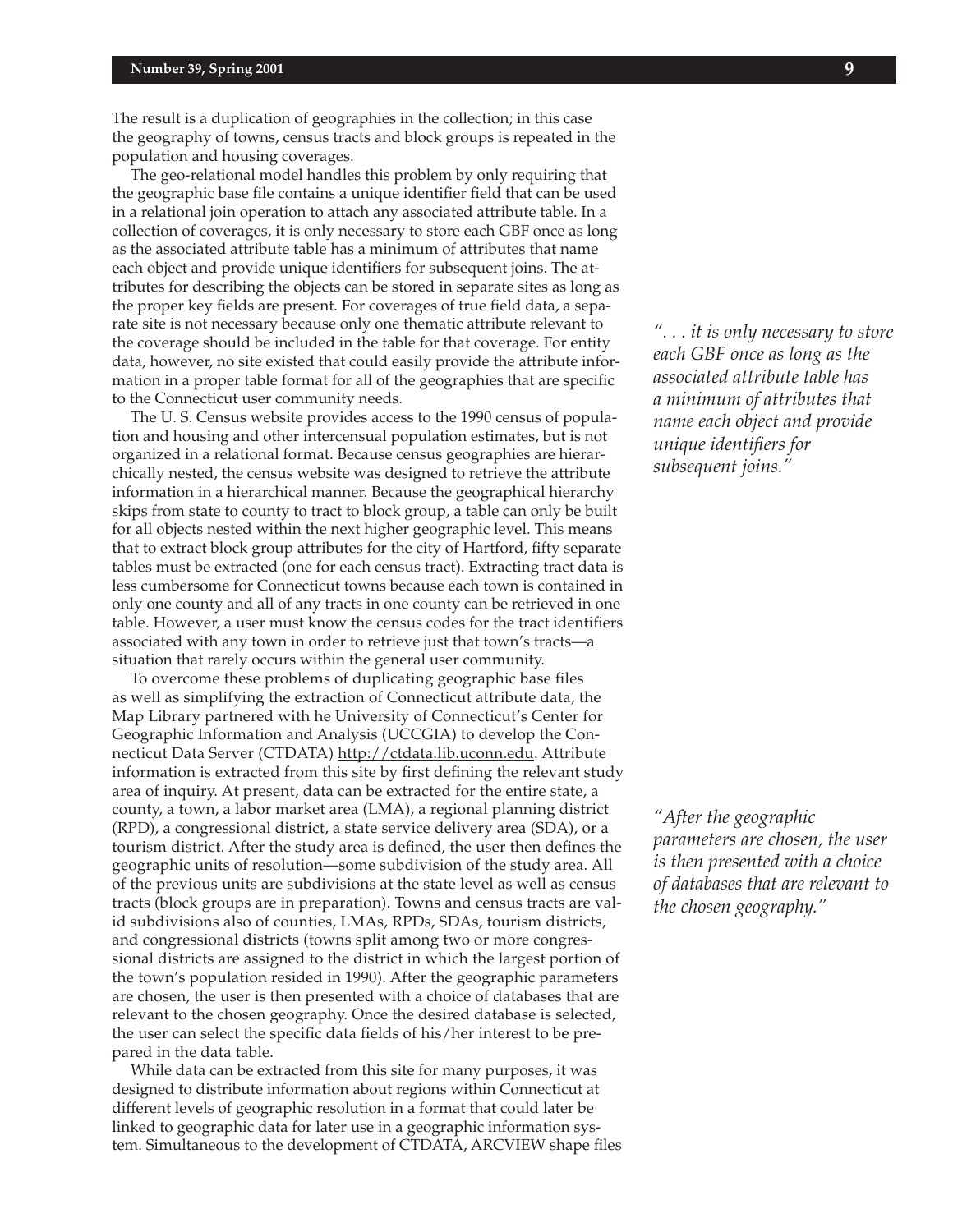The result is a duplication of geographies in the collection; in this case the geography of towns, census tracts and block groups is repeated in the population and housing coverages.

The geo-relational model handles this problem by only requiring that the geographic base file contains a unique identifier field that can be used in a relational join operation to attach any associated attribute table. In a collection of coverages, it is only necessary to store each GBF once as long as the associated attribute table has a minimum of attributes that name each object and provide unique identifiers for subsequent joins. The attributes for describing the objects can be stored in separate sites as long as the proper key fields are present. For coverages of true field data, a separate site is not necessary because only one thematic attribute relevant to the coverage should be included in the table for that coverage. For entity data, however, no site existed that could easily provide the attribute information in a proper table format for all of the geographies that are specific to the Connecticut user community needs.

*". . . it is only necessary to store each GBF once as long as the associated attribute table has a minimum of attributes that name each object and provide unique identifiers for subsequent joins."*

The U. S. Census website provides access to the 1990 census of population and housing and other intercensual population estimates, but is not organized in a relational format. Because census geographies are hierarchically nested, the census website was designed to retrieve the attribute information in a hierarchical manner. Because the geographical hierarchy skips from state to county to tract to block group, a table can only be built for all objects nested within the next higher geographic level. This means that to extract block group attributes for the city of Hartford, fifty separate tables must be extracted (one for each census tract). Extracting tract data is less cumbersome for Connecticut towns because each town is contained in only one county and all of any tracts in one county can be retrieved in one table. However, a user must know the census codes for the tract identifiers associated with any town in order to retrieve just that town's tracts—a situation that rarely occurs within the general user community.

To overcome these problems of duplicating geographic base files as well as simplifying the extraction of Connecticut attribute data, the Map Library partnered with he University of Connecticut's Center for Geographic Information and Analysis (UCCGIA) to develop the Connecticut Data Server (CTDATA) http://ctdata.lib.uconn.edu. Attribute information is extracted from this site by first defining the relevant study area of inquiry. At present, data can be extracted for the entire state, a county, a town, a labor market area (LMA), a regional planning district (RPD), a congressional district, a state service delivery area (SDA), or a tourism district. After the study area is defined, the user then defines the geographic units of resolution—some subdivision of the study area. All of the previous units are subdivisions at the state level as well as census tracts (block groups are in preparation). Towns and census tracts are valid subdivisions also of counties, LMAs, RPDs, SDAs, tourism districts, and congressional districts (towns split among two or more congressional districts are assigned to the district in which the largest portion of the town's population resided in 1990). After the geographic parameters are chosen, the user is then presented with a choice of databases that are relevant to the chosen geography. Once the desired database is selected, the user can select the specific data fields of his/her interest to be prepared in the data table.

*"After the geographic parameters are chosen, the user is then presented with a choice of databases that are relevant to the chosen geography."*

While data can be extracted from this site for many purposes, it was designed to distribute information about regions within Connecticut at different levels of geographic resolution in a format that could later be linked to geographic data for later use in a geographic information system. Simultaneous to the development of CTDATA, ARCVIEW shape files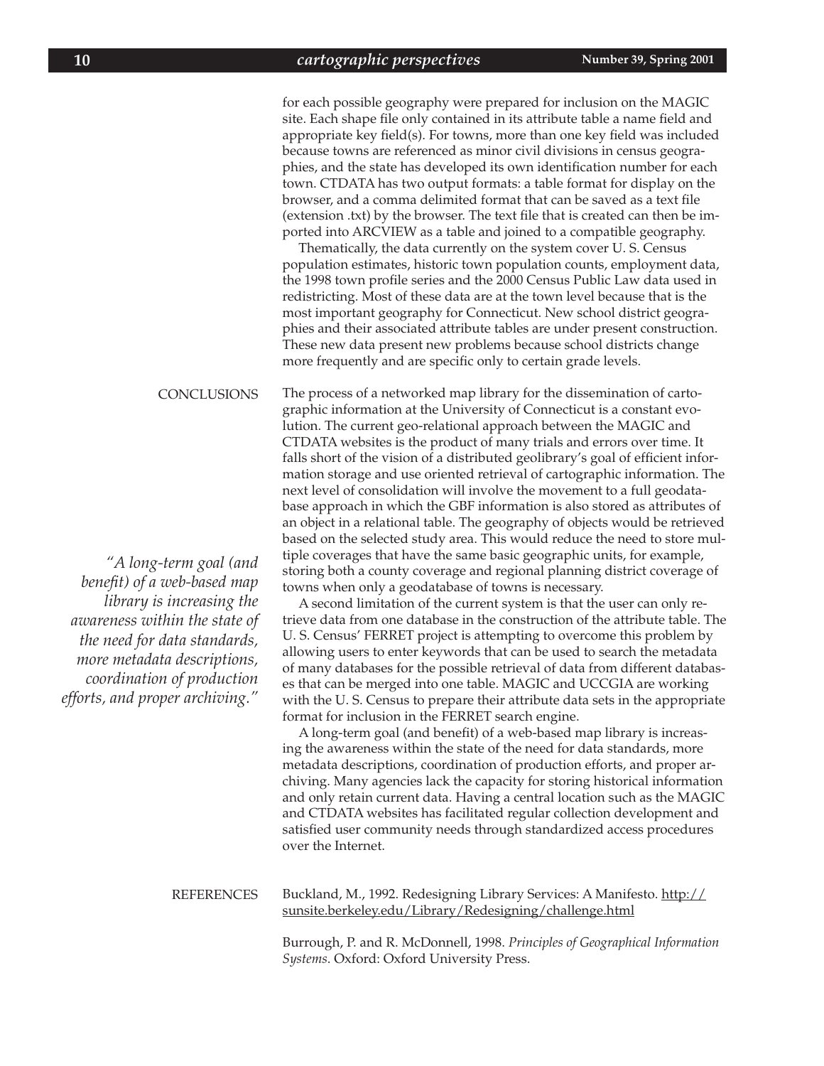for each possible geography were prepared for inclusion on the MAGIC site. Each shape file only contained in its attribute table a name field and appropriate key field(s). For towns, more than one key field was included because towns are referenced as minor civil divisions in census geographies, and the state has developed its own identification number for each town. CTDATA has two output formats: a table format for display on the browser, and a comma delimited format that can be saved as a text file (extension .txt) by the browser. The text file that is created can then be imported into ARCVIEW as a table and joined to a compatible geography.

Thematically, the data currently on the system cover U. S. Census population estimates, historic town population counts, employment data, the 1998 town profile series and the 2000 Census Public Law data used in redistricting. Most of these data are at the town level because that is the most important geography for Connecticut. New school district geographies and their associated attribute tables are under present construction. These new data present new problems because school districts change more frequently and are specific only to certain grade levels.

## CONCLUSIONS

The process of a networked map library for the dissemination of cartographic information at the University of Connecticut is a constant evolution. The current geo-relational approach between the MAGIC and CTDATA websites is the product of many trials and errors over time. It falls short of the vision of a distributed geolibrary's goal of efficient information storage and use oriented retrieval of cartographic information. The next level of consolidation will involve the movement to a full geodatabase approach in which the GBF information is also stored as attributes of an object in a relational table. The geography of objects would be retrieved based on the selected study area. This would reduce the need to store multiple coverages that have the same basic geographic units, for example, storing both a county coverage and regional planning district coverage of towns when only a geodatabase of towns is necessary.

A second limitation of the current system is that the user can only retrieve data from one database in the construction of the attribute table. The U. S. Census' FERRET project is attempting to overcome this problem by allowing users to enter keywords that can be used to search the metadata of many databases for the possible retrieval of data from different databases that can be merged into one table. MAGIC and UCCGIA are working with the U. S. Census to prepare their attribute data sets in the appropriate format for inclusion in the FERRET search engine.

*"A long-term goal (and benefit) of a web-based map library is increasing the awareness within the state of the need for data standards, more metadata descriptions, coordination of production efforts, and proper archiving."*

A long-term goal (and benefit) of a web-based map library is increasing the awareness within the state of the need for data standards, more metadata descriptions, coordination of production efforts, and proper archiving. Many agencies lack the capacity for storing historical information and only retain current data. Having a central location such as the MAGIC and CTDATA websites has facilitated regular collection development and satisfied user community needs through standardized access procedures over the Internet.

## REFERENCES

Buckland, M., 1992. Redesigning Library Services: A Manifesto. http://sunsite.berkeley.edu/Library/Redesigning/challenge.html

Burrough, P. and R. McDonnell, 1998. *Principles of Geographical Information Systems*. Oxford: Oxford University Press.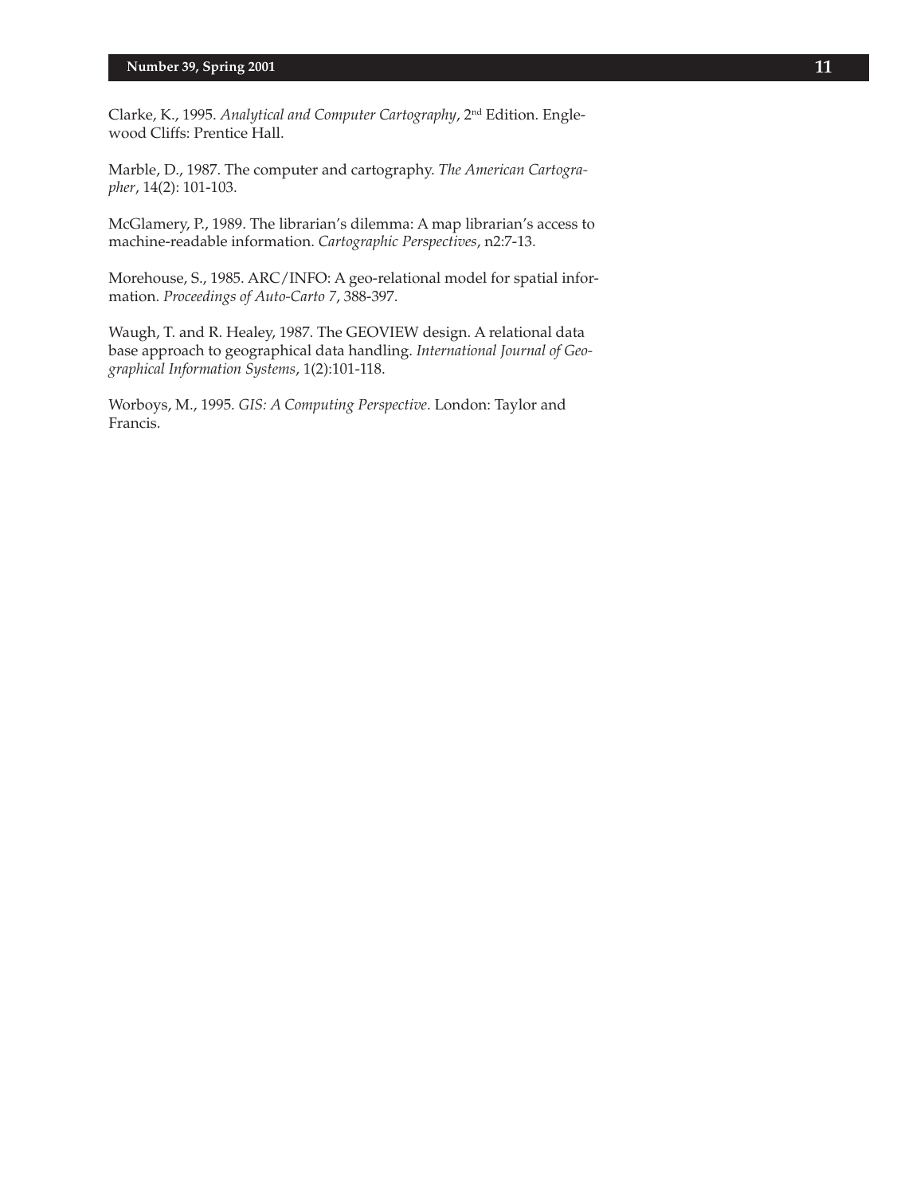Clarke, K., 1995. *Analytical and Computer Cartography*, 2nd Edition. Englewood Cliffs: Prentice Hall.

Marble, D., 1987. The computer and cartography. *The American Cartographer*, 14(2): 101-103.

McGlamery, P., 1989. The librarian's dilemma: A map librarian's access to machine-readable information. *Cartographic Perspectives*, n2:7-13.

Morehouse, S., 1985. ARC/INFO: A geo-relational model for spatial information. *Proceedings of Auto-Carto 7*, 388-397.

Waugh, T. and R. Healey, 1987. The GEOVIEW design. A relational data base approach to geographical data handling. *International Journal of Geographical Information Systems*, 1(2):101-118.

Worboys, M., 1995. *GIS: A Computing Perspective*. London: Taylor and Francis.